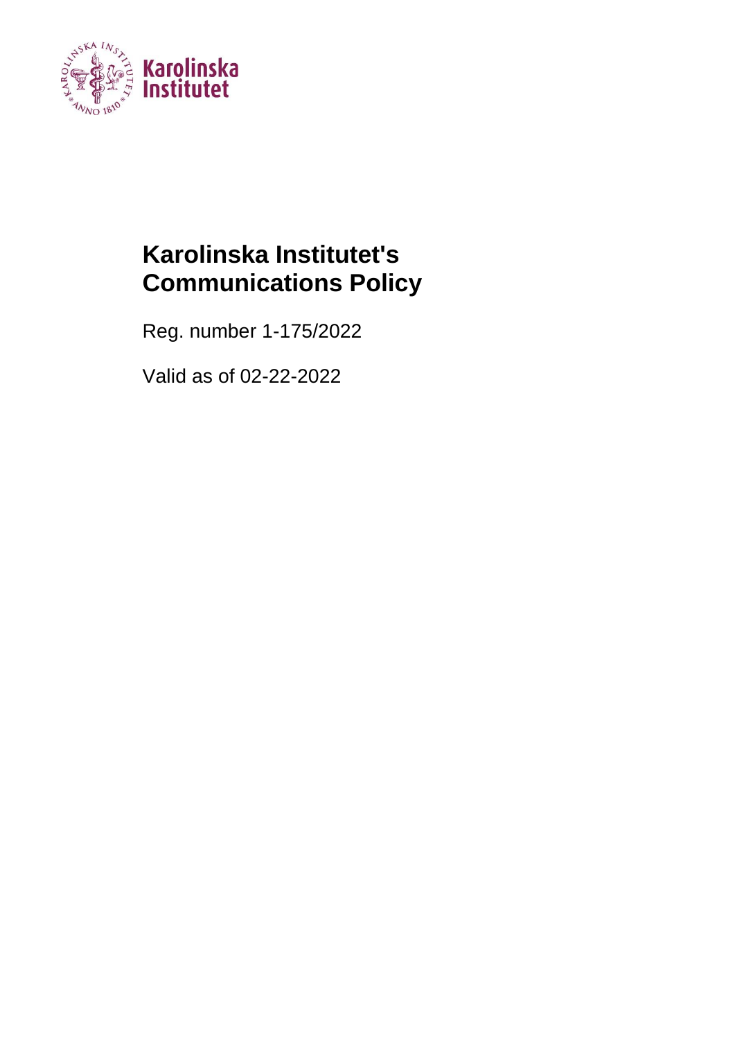# Karolinska Institutet's Communications Policy

Reg. number 1-175/2022

Valid as of 02-22-2022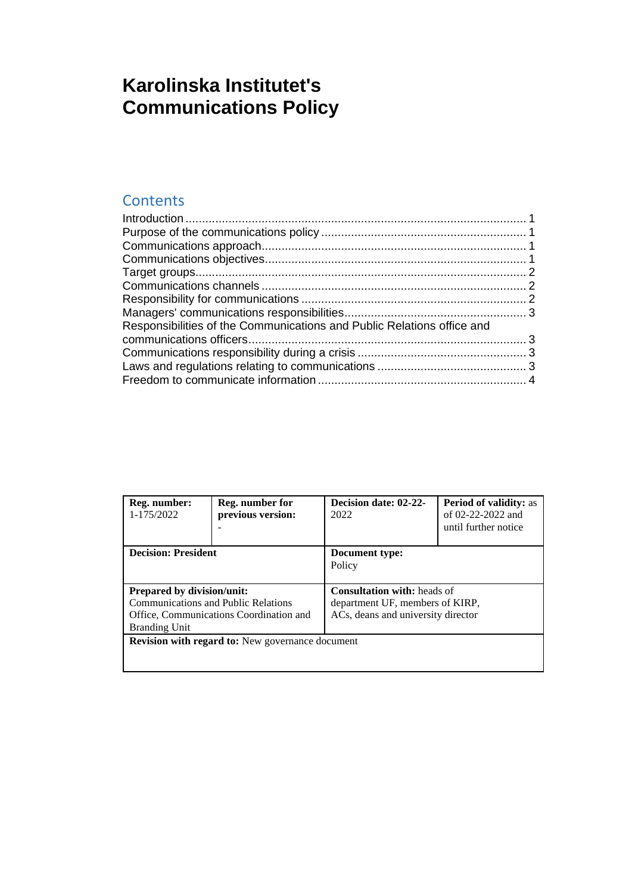# Karolinska Institutet's Communications Policy

## Contents

Introduction ........................................................................................................ 1
Purpose of the communications policy ............................................................... 1
Communications approach.................................................................................. 1
Communications objectives................................................................................. 1
Target groups...................................................................................................... 2
Communications channels .................................................................................. 2
Responsibility for communications ..................................................................... 2
Managers' communications responsibilities......................................................... 3
Responsibilities of the Communications and Public Relations office and communications officers.................................................................................... 3
Communications responsibility during a crisis ..................................................... 3
Laws and regulations relating to communications .............................................. 3
Freedom to communicate information ................................................................ 4

| **Reg. number:** 1-175/2022 | **Reg. number for previous version:** - | **Decision date: 02-22-** 2022 | **Period of validity:** as of 02-22-2022 and until further notice |
|---|---|---|---|
| **Decision: President** | | **Document type:** Policy | |
| **Prepared by division/unit:** Communications and Public Relations Office, Communications Coordination and Branding Unit | | **Consultation with:** heads of department UF, members of KIRP, ACs, deans and university director | |
| **Revision with regard to:** New governance document | | | |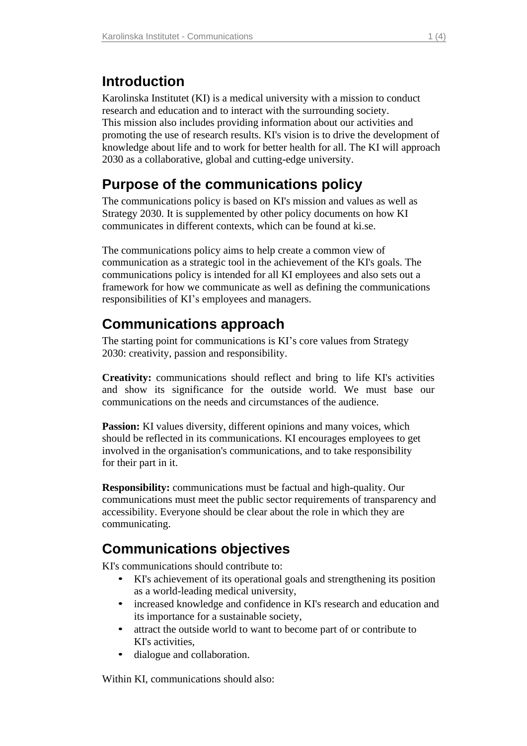## Introduction

Karolinska Institutet (KI) is a medical university with a mission to conduct research and education and to interact with the surrounding society. This mission also includes providing information about our activities and promoting the use of research results. KI's vision is to drive the development of knowledge about life and to work for better health for all. The KI will approach 2030 as a collaborative, global and cutting-edge university.

## Purpose of the communications policy

The communications policy is based on KI's mission and values as well as Strategy 2030. It is supplemented by other policy documents on how KI communicates in different contexts, which can be found at ki.se.

The communications policy aims to help create a common view of communication as a strategic tool in the achievement of the KI's goals. The communications policy is intended for all KI employees and also sets out a framework for how we communicate as well as defining the communications responsibilities of KI's employees and managers.

## Communications approach

The starting point for communications is KI's core values from Strategy 2030: creativity, passion and responsibility.

**Creativity:** communications should reflect and bring to life KI's activities and show its significance for the outside world. We must base our communications on the needs and circumstances of the audience.

**Passion:** KI values diversity, different opinions and many voices, which should be reflected in its communications. KI encourages employees to get involved in the organisation's communications, and to take responsibility for their part in it.

**Responsibility:** communications must be factual and high-quality. Our communications must meet the public sector requirements of transparency and accessibility. Everyone should be clear about the role in which they are communicating.

## Communications objectives

KI's communications should contribute to:

- KI's achievement of its operational goals and strengthening its position as a world-leading medical university,
- increased knowledge and confidence in KI's research and education and its importance for a sustainable society,
- attract the outside world to want to become part of or contribute to KI's activities,
- dialogue and collaboration.

Within KI, communications should also: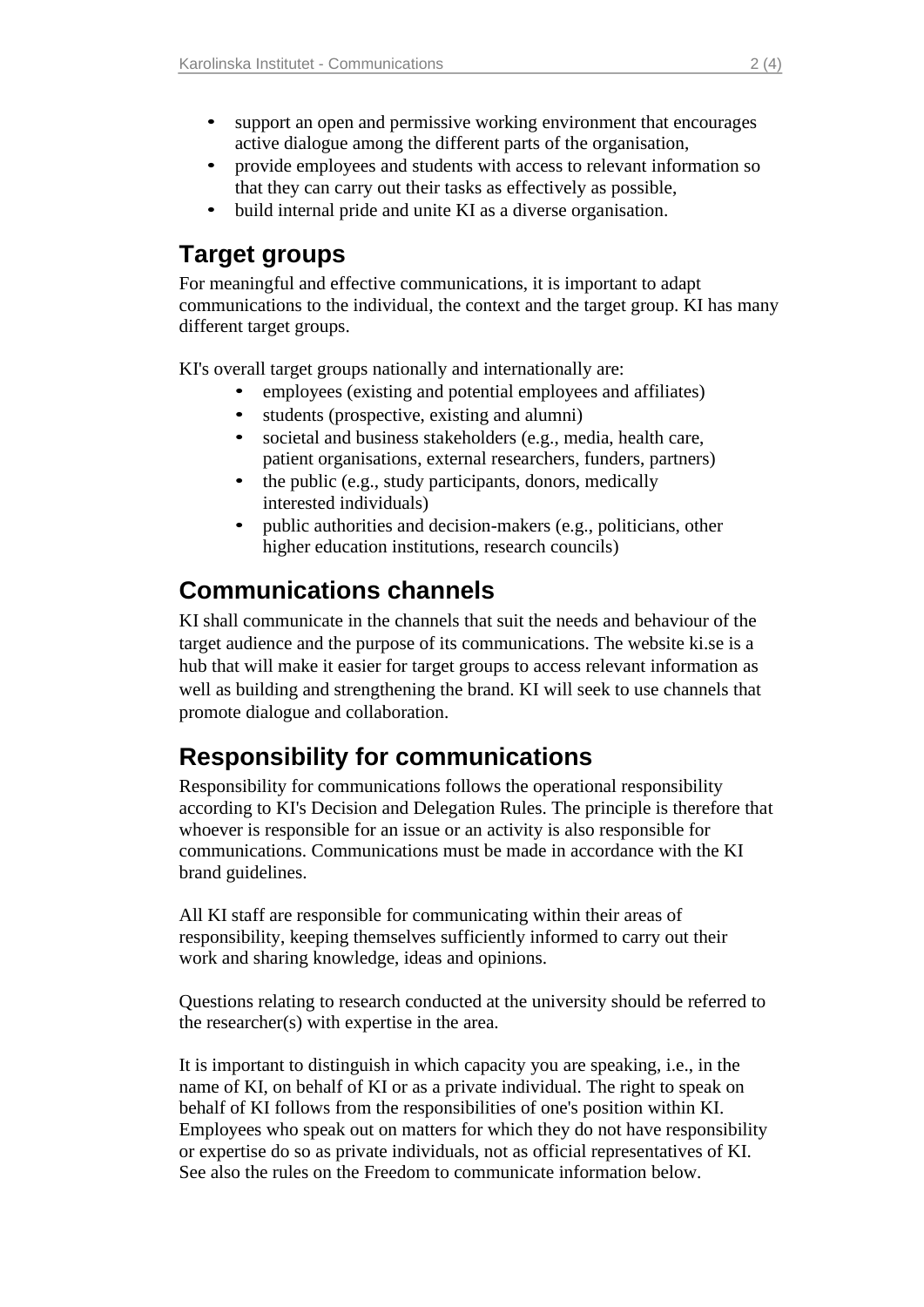- support an open and permissive working environment that encourages active dialogue among the different parts of the organisation,
- provide employees and students with access to relevant information so that they can carry out their tasks as effectively as possible,
- build internal pride and unite KI as a diverse organisation.

## Target groups

For meaningful and effective communications, it is important to adapt communications to the individual, the context and the target group. KI has many different target groups.

KI's overall target groups nationally and internationally are:

- employees (existing and potential employees and affiliates)
- students (prospective, existing and alumni)
- societal and business stakeholders (e.g., media, health care, patient organisations, external researchers, funders, partners)
- the public (e.g., study participants, donors, medically interested individuals)
- public authorities and decision-makers (e.g., politicians, other higher education institutions, research councils)

## Communications channels

KI shall communicate in the channels that suit the needs and behaviour of the target audience and the purpose of its communications. The website ki.se is a hub that will make it easier for target groups to access relevant information as well as building and strengthening the brand. KI will seek to use channels that promote dialogue and collaboration.

## Responsibility for communications

Responsibility for communications follows the operational responsibility according to KI's Decision and Delegation Rules. The principle is therefore that whoever is responsible for an issue or an activity is also responsible for communications. Communications must be made in accordance with the KI brand guidelines.

All KI staff are responsible for communicating within their areas of responsibility, keeping themselves sufficiently informed to carry out their work and sharing knowledge, ideas and opinions.

Questions relating to research conducted at the university should be referred to the researcher(s) with expertise in the area.

It is important to distinguish in which capacity you are speaking, i.e., in the name of KI, on behalf of KI or as a private individual. The right to speak on behalf of KI follows from the responsibilities of one's position within KI. Employees who speak out on matters for which they do not have responsibility or expertise do so as private individuals, not as official representatives of KI. See also the rules on the Freedom to communicate information below.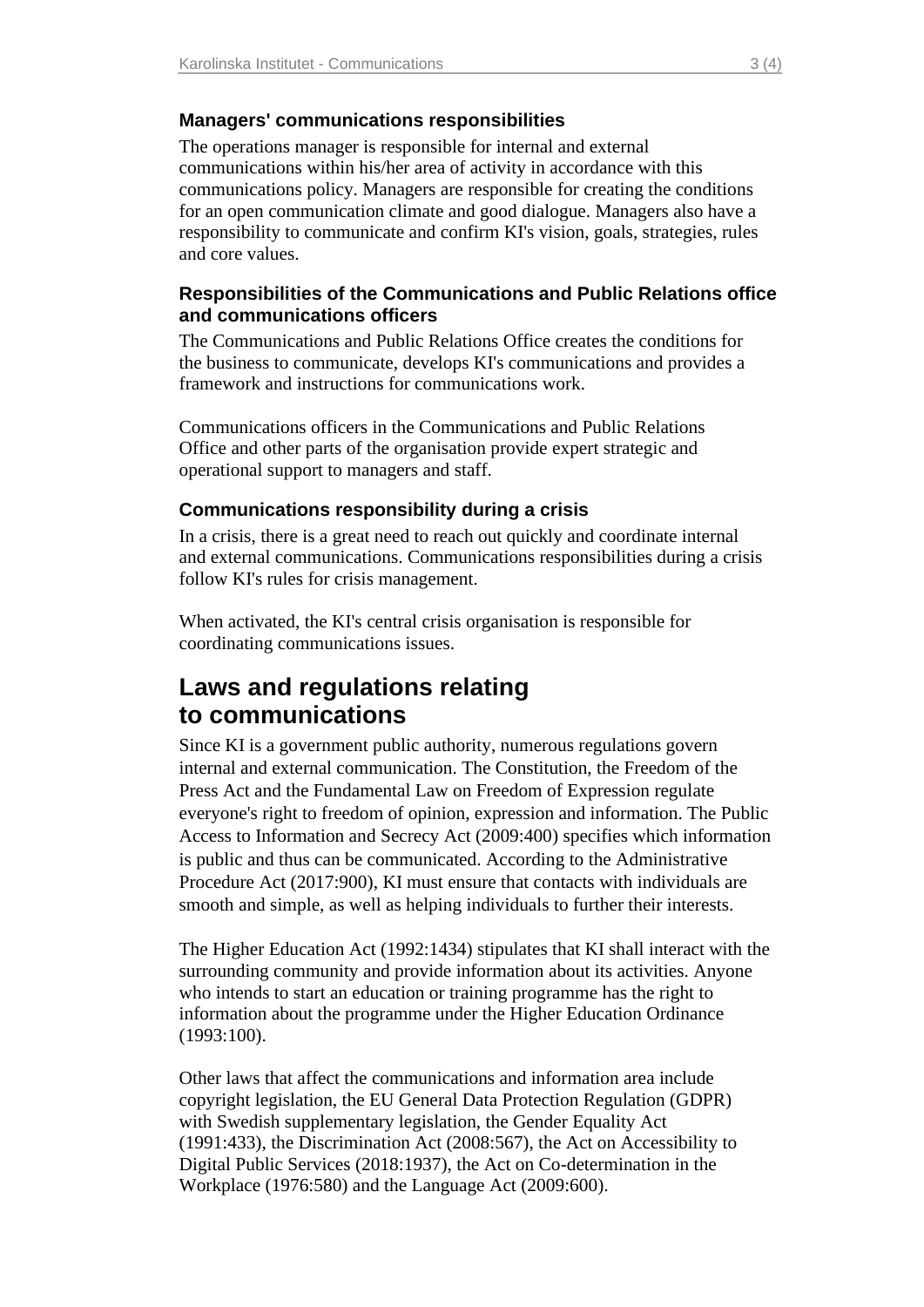### Managers' communications responsibilities

The operations manager is responsible for internal and external communications within his/her area of activity in accordance with this communications policy. Managers are responsible for creating the conditions for an open communication climate and good dialogue. Managers also have a responsibility to communicate and confirm KI's vision, goals, strategies, rules and core values.

### Responsibilities of the Communications and Public Relations office and communications officers

The Communications and Public Relations Office creates the conditions for the business to communicate, develops KI's communications and provides a framework and instructions for communications work.

Communications officers in the Communications and Public Relations Office and other parts of the organisation provide expert strategic and operational support to managers and staff.

### Communications responsibility during a crisis

In a crisis, there is a great need to reach out quickly and coordinate internal and external communications. Communications responsibilities during a crisis follow KI's rules for crisis management.

When activated, the KI's central crisis organisation is responsible for coordinating communications issues.

## Laws and regulations relating to communications

Since KI is a government public authority, numerous regulations govern internal and external communication. The Constitution, the Freedom of the Press Act and the Fundamental Law on Freedom of Expression regulate everyone's right to freedom of opinion, expression and information. The Public Access to Information and Secrecy Act (2009:400) specifies which information is public and thus can be communicated. According to the Administrative Procedure Act (2017:900), KI must ensure that contacts with individuals are smooth and simple, as well as helping individuals to further their interests.

The Higher Education Act (1992:1434) stipulates that KI shall interact with the surrounding community and provide information about its activities. Anyone who intends to start an education or training programme has the right to information about the programme under the Higher Education Ordinance (1993:100).

Other laws that affect the communications and information area include copyright legislation, the EU General Data Protection Regulation (GDPR) with Swedish supplementary legislation, the Gender Equality Act (1991:433), the Discrimination Act (2008:567), the Act on Accessibility to Digital Public Services (2018:1937), the Act on Co-determination in the Workplace (1976:580) and the Language Act (2009:600).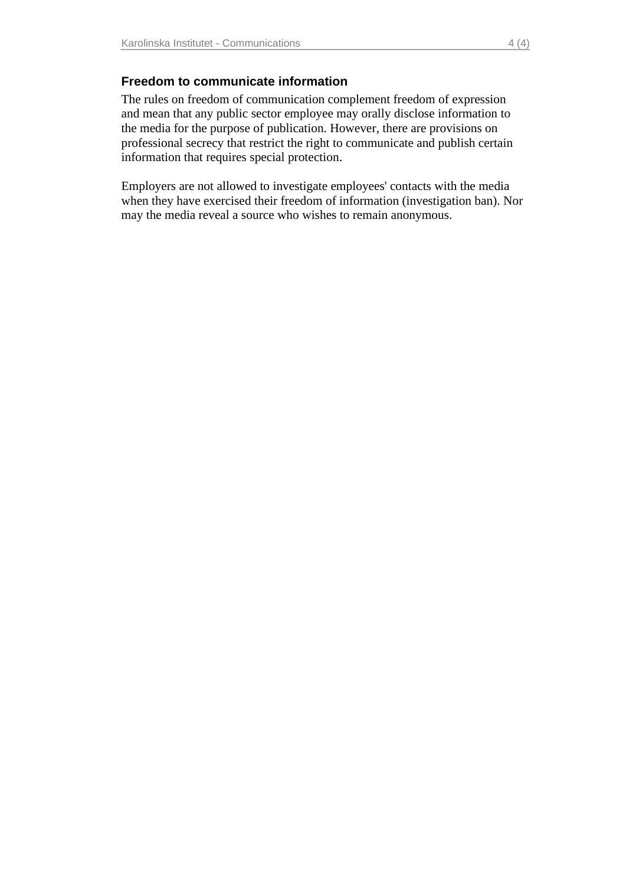## Freedom to communicate information

The rules on freedom of communication complement freedom of expression and mean that any public sector employee may orally disclose information to the media for the purpose of publication. However, there are provisions on professional secrecy that restrict the right to communicate and publish certain information that requires special protection.

Employers are not allowed to investigate employees' contacts with the media when they have exercised their freedom of information (investigation ban). Nor may the media reveal a source who wishes to remain anonymous.